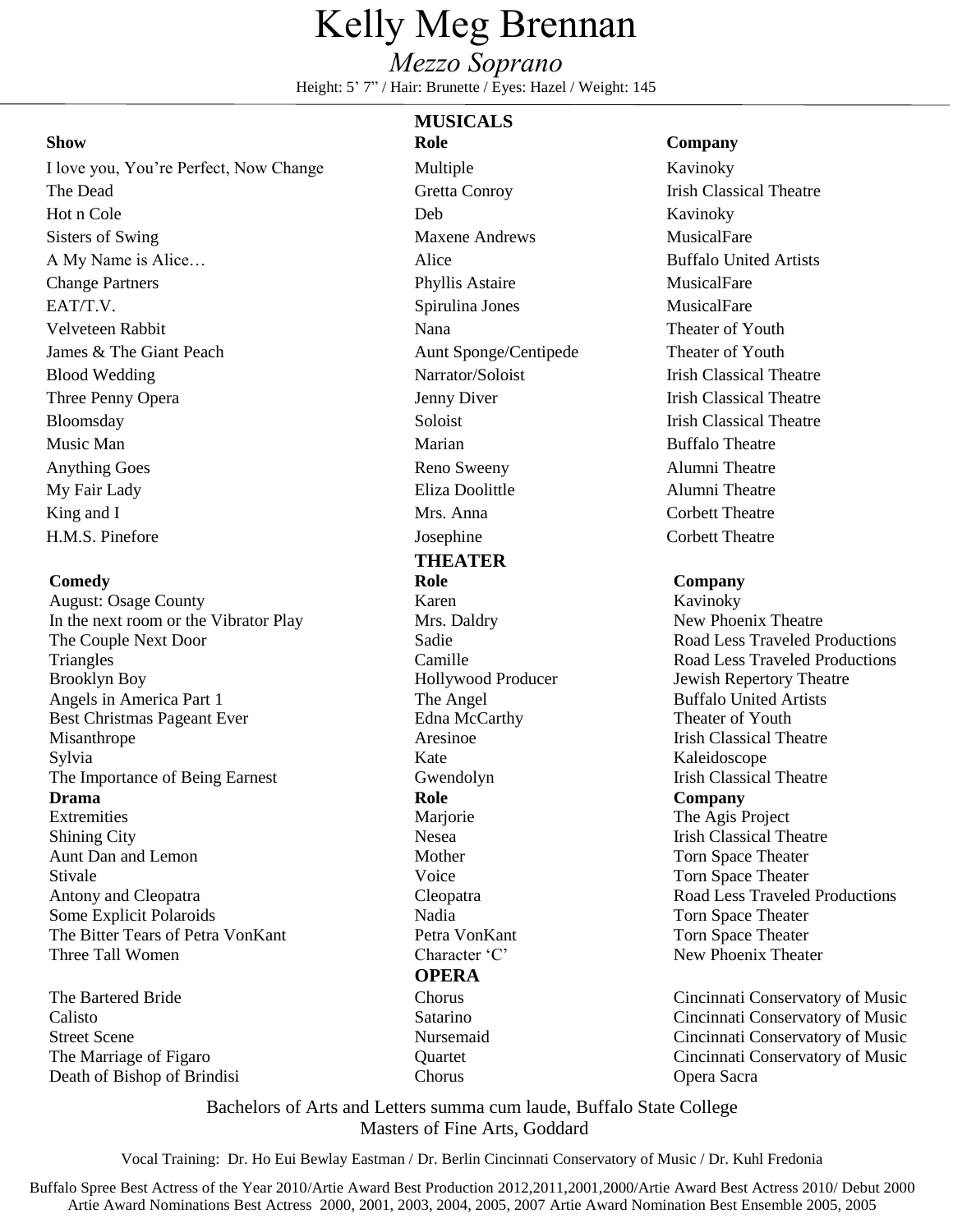# Kelly Meg Brennan

*Mezzo Soprano*

Height: 5' 7" / Hair: Brunette / Eyes: Hazel / Weight: 145

## MUSICALS

| Show | Role | Company |
|---|---|---|
| I love you, You're Perfect, Now Change | Multiple | Kavinoky |
| The Dead | Gretta Conroy | Irish Classical Theatre |
| Hot n Cole | Deb | Kavinoky |
| Sisters of Swing | Maxene Andrews | MusicalFare |
| A My Name is Alice… | Alice | Buffalo United Artists |
| Change Partners | Phyllis Astaire | MusicalFare |
| EAT/T.V. | Spirulina Jones | MusicalFare |
| Velveteen Rabbit | Nana | Theater of Youth |
| James & The Giant Peach | Aunt Sponge/Centipede | Theater of Youth |
| Blood Wedding | Narrator/Soloist | Irish Classical Theatre |
| Three Penny Opera | Jenny Diver | Irish Classical Theatre |
| Bloomsday | Soloist | Irish Classical Theatre |
| Music Man | Marian | Buffalo Theatre |
| Anything Goes | Reno Sweeny | Alumni Theatre |
| My Fair Lady | Eliza Doolittle | Alumni Theatre |
| King and I | Mrs. Anna | Corbett Theatre |
| H.M.S. Pinefore | Josephine | Corbett Theatre |

## THEATER

| Comedy | Role | Company |
|---|---|---|
| August: Osage County | Karen | Kavinoky |
| In the next room or the Vibrator Play | Mrs. Daldry | New Phoenix Theatre |
| The Couple Next Door | Sadie | Road Less Traveled Productions |
| Triangles | Camille | Road Less Traveled Productions |
| Brooklyn Boy | Hollywood Producer | Jewish Repertory Theatre |
| Angels in America Part 1 | The Angel | Buffalo United Artists |
| Best Christmas Pageant Ever | Edna McCarthy | Theater of Youth |
| Misanthrope | Aresinoe | Irish Classical Theatre |
| Sylvia | Kate | Kaleidoscope |
| The Importance of Being Earnest | Gwendolyn | Irish Classical Theatre |
| **Drama** | **Role** | **Company** |
| Extremities | Marjorie | The Agis Project |
| Shining City | Nesea | Irish Classical Theatre |
| Aunt Dan and Lemon | Mother | Torn Space Theater |
| Stivale | Voice | Torn Space Theater |
| Antony and Cleopatra | Cleopatra | Road Less Traveled Productions |
| Some Explicit Polaroids | Nadia | Torn Space Theater |
| The Bitter Tears of Petra VonKant | Petra VonKant | Torn Space Theater |
| Three Tall Women | Character 'C' | New Phoenix Theater |

## OPERA

| | | |
|---|---|---|
| The Bartered Bride | Chorus | Cincinnati Conservatory of Music |
| Calisto | Satarino | Cincinnati Conservatory of Music |
| Street Scene | Nursemaid | Cincinnati Conservatory of Music |
| The Marriage of Figaro | Quartet | Cincinnati Conservatory of Music |
| Death of Bishop of Brindisi | Chorus | Opera Sacra |

Bachelors of Arts and Letters summa cum laude, Buffalo State College
Masters of Fine Arts, Goddard

Vocal Training: Dr. Ho Eui Bewlay Eastman / Dr. Berlin Cincinnati Conservatory of Music / Dr. Kuhl Fredonia

Buffalo Spree Best Actress of the Year 2010/Artie Award Best Production 2012,2011,2001,2000/Artie Award Best Actress 2010/ Debut 2000
Artie Award Nominations Best Actress 2000, 2001, 2003, 2004, 2005, 2007 Artie Award Nomination Best Ensemble 2005, 2005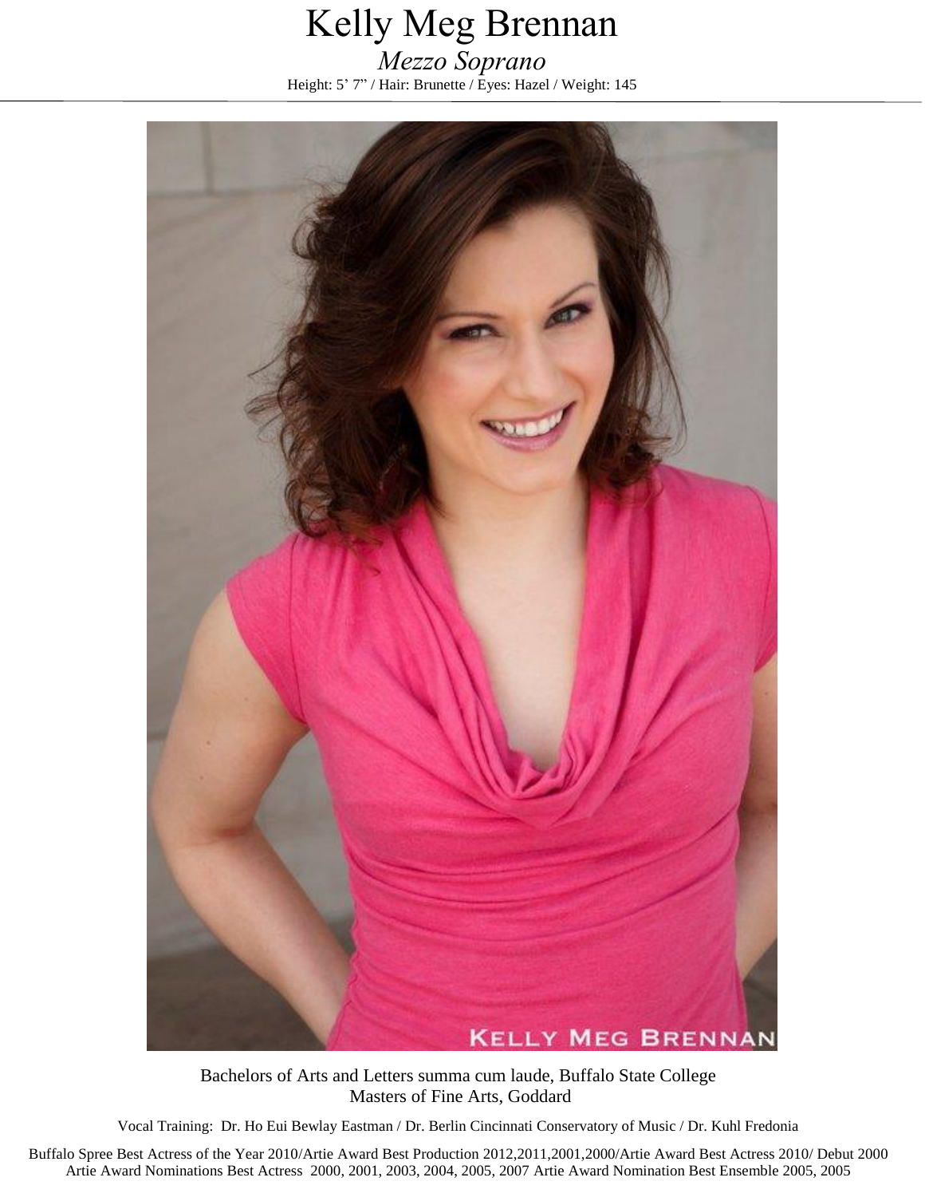# Kelly Meg Brennan

*Mezzo Soprano*

Height: 5' 7" / Hair: Brunette / Eyes: Hazel / Weight: 145

Bachelors of Arts and Letters summa cum laude, Buffalo State College
Masters of Fine Arts, Goddard

Vocal Training: Dr. Ho Eui Bewlay Eastman / Dr. Berlin Cincinnati Conservatory of Music / Dr. Kuhl Fredonia

Buffalo Spree Best Actress of the Year 2010/Artie Award Best Production 2012,2011,2001,2000/Artie Award Best Actress 2010/ Debut 2000
Artie Award Nominations Best Actress 2000, 2001, 2003, 2004, 2005, 2007 Artie Award Nomination Best Ensemble 2005, 2005